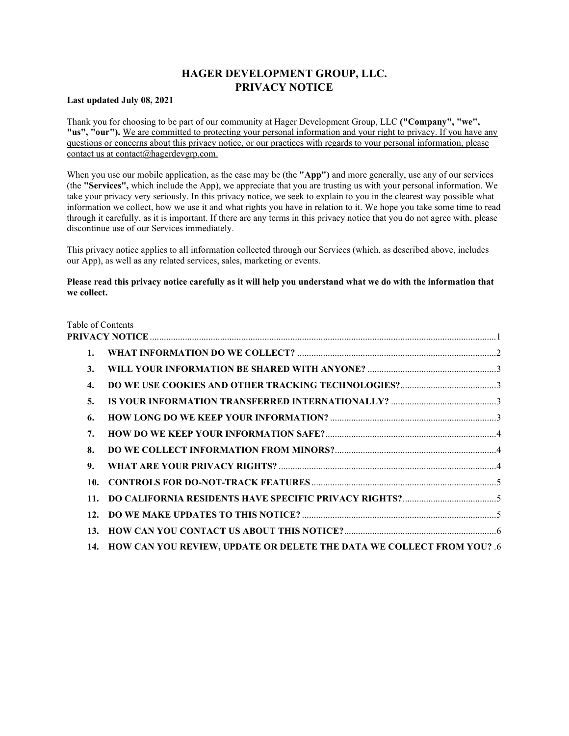# HAGER DEVELOPMENT GROUP, LLC.
# PRIVACY NOTICE

**Last updated July 08, 2021**

Thank you for choosing to be part of our community at Hager Development Group, LLC **("Company", "we", "us", "our").** We are committed to protecting your personal information and your right to privacy. If you have any questions or concerns about this privacy notice, or our practices with regards to your personal information, please contact us at contact@hagerdevgrp.com.

When you use our mobile application, as the case may be (the **"App")** and more generally, use any of our services (the **"Services",** which include the App), we appreciate that you are trusting us with your personal information. We take your privacy very seriously. In this privacy notice, we seek to explain to you in the clearest way possible what information we collect, how we use it and what rights you have in relation to it. We hope you take some time to read through it carefully, as it is important. If there are any terms in this privacy notice that you do not agree with, please discontinue use of our Services immediately.

This privacy notice applies to all information collected through our Services (which, as described above, includes our App), as well as any related services, sales, marketing or events.

**Please read this privacy notice carefully as it will help you understand what we do with the information that we collect.**

Table of Contents

**PRIVACY NOTICE** .......... 1

1. **WHAT INFORMATION DO WE COLLECT?** .......... 2
3. **WILL YOUR INFORMATION BE SHARED WITH ANYONE?** .......... 3
4. **DO WE USE COOKIES AND OTHER TRACKING TECHNOLOGIES?** .......... 3
5. **IS YOUR INFORMATION TRANSFERRED INTERNATIONALLY?** .......... 3
6. **HOW LONG DO WE KEEP YOUR INFORMATION?** .......... 3
7. **HOW DO WE KEEP YOUR INFORMATION SAFE?** .......... 4
8. **DO WE COLLECT INFORMATION FROM MINORS?** .......... 4
9. **WHAT ARE YOUR PRIVACY RIGHTS?** .......... 4
10. **CONTROLS FOR DO-NOT-TRACK FEATURES** .......... 5
11. **DO CALIFORNIA RESIDENTS HAVE SPECIFIC PRIVACY RIGHTS?** .......... 5
12. **DO WE MAKE UPDATES TO THIS NOTICE?** .......... 5
13. **HOW CAN YOU CONTACT US ABOUT THIS NOTICE?** .......... 6
14. **HOW CAN YOU REVIEW, UPDATE OR DELETE THE DATA WE COLLECT FROM YOU?** .6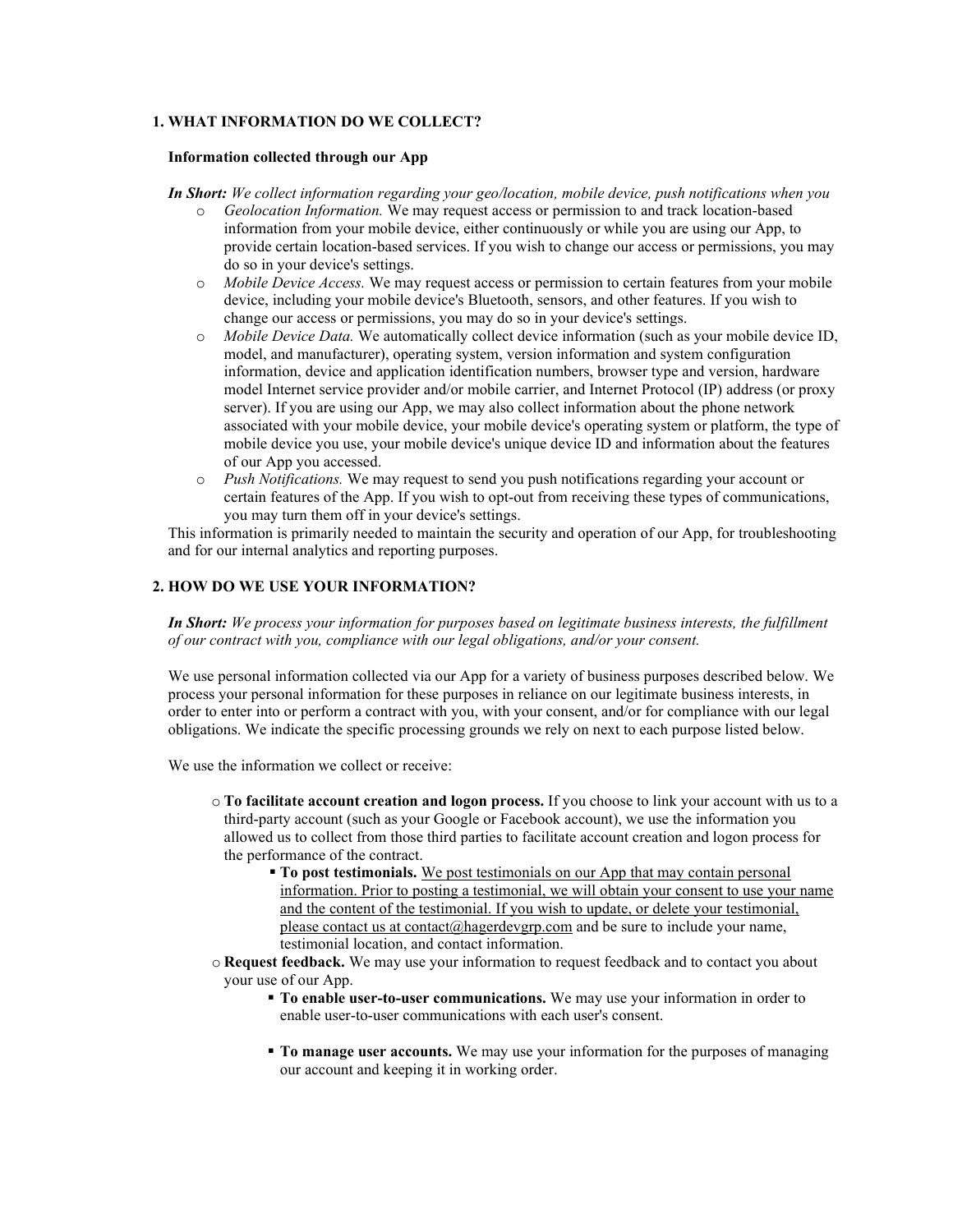## 1. WHAT INFORMATION DO WE COLLECT?

**Information collected through our App**

***In Short:*** *We collect information regarding your geo/location, mobile device, push notifications when you*

- *Geolocation Information.* We may request access or permission to and track location-based information from your mobile device, either continuously or while you are using our App, to provide certain location-based services. If you wish to change our access or permissions, you may do so in your device's settings.
- *Mobile Device Access.* We may request access or permission to certain features from your mobile device, including your mobile device's Bluetooth, sensors, and other features. If you wish to change our access or permissions, you may do so in your device's settings.
- *Mobile Device Data.* We automatically collect device information (such as your mobile device ID, model, and manufacturer), operating system, version information and system configuration information, device and application identification numbers, browser type and version, hardware model Internet service provider and/or mobile carrier, and Internet Protocol (IP) address (or proxy server). If you are using our App, we may also collect information about the phone network associated with your mobile device, your mobile device's operating system or platform, the type of mobile device you use, your mobile device's unique device ID and information about the features of our App you accessed.
- *Push Notifications.* We may request to send you push notifications regarding your account or certain features of the App. If you wish to opt-out from receiving these types of communications, you may turn them off in your device's settings.

This information is primarily needed to maintain the security and operation of our App, for troubleshooting and for our internal analytics and reporting purposes.

## 2. HOW DO WE USE YOUR INFORMATION?

***In Short:*** *We process your information for purposes based on legitimate business interests, the fulfillment of our contract with you, compliance with our legal obligations, and/or your consent.*

We use personal information collected via our App for a variety of business purposes described below. We process your personal information for these purposes in reliance on our legitimate business interests, in order to enter into or perform a contract with you, with your consent, and/or for compliance with our legal obligations. We indicate the specific processing grounds we rely on next to each purpose listed below.

We use the information we collect or receive:

- **To facilitate account creation and logon process.** If you choose to link your account with us to a third-party account (such as your Google or Facebook account), we use the information you allowed us to collect from those third parties to facilitate account creation and logon process for the performance of the contract.
  - **To post testimonials.** <u>We post testimonials on our App that may contain personal information. Prior to posting a testimonial, we will obtain your consent to use your name and the content of the testimonial. If you wish to update, or delete your testimonial, please contact us at contact@hagerdevgrp.com</u> and be sure to include your name, testimonial location, and contact information.
- **Request feedback.** We may use your information to request feedback and to contact you about your use of our App.
  - **To enable user-to-user communications.** We may use your information in order to enable user-to-user communications with each user's consent.
  - **To manage user accounts.** We may use your information for the purposes of managing our account and keeping it in working order.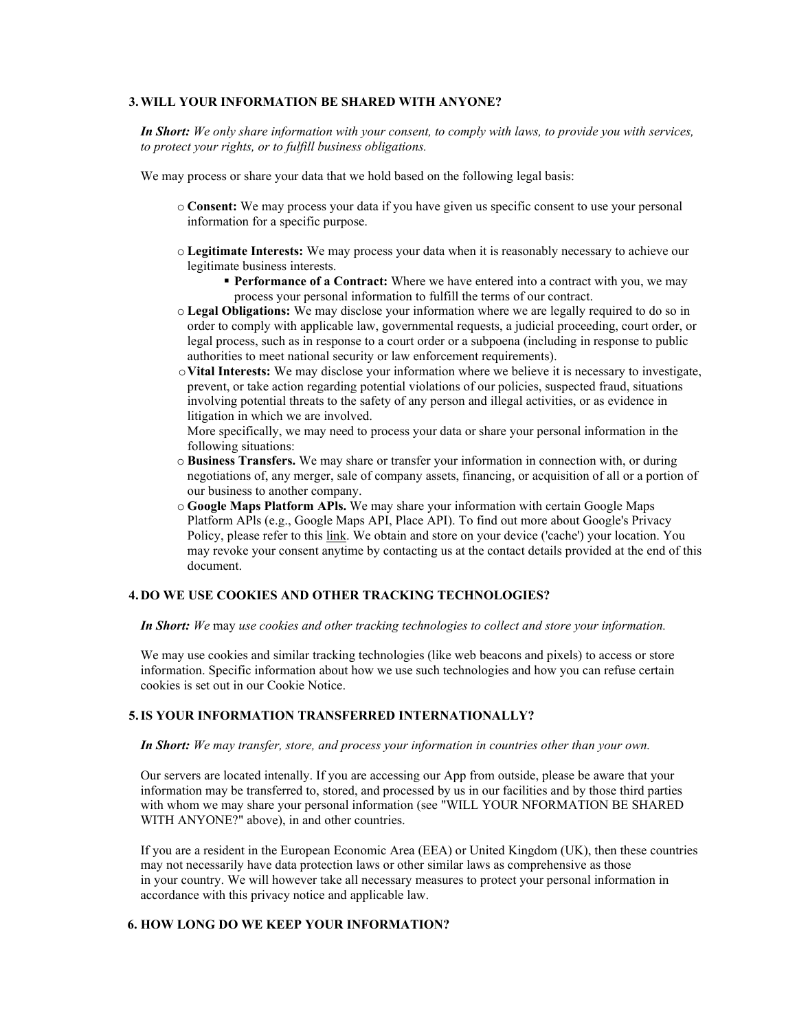## 3. WILL YOUR INFORMATION BE SHARED WITH ANYONE?

***In Short:*** *We only share information with your consent, to comply with laws, to provide you with services, to protect your rights, or to fulfill business obligations.*

We may process or share your data that we hold based on the following legal basis:

- **Consent:** We may process your data if you have given us specific consent to use your personal information for a specific purpose.
- **Legitimate Interests:** We may process your data when it is reasonably necessary to achieve our legitimate business interests.
  - **Performance of a Contract:** Where we have entered into a contract with you, we may process your personal information to fulfill the terms of our contract.
- **Legal Obligations:** We may disclose your information where we are legally required to do so in order to comply with applicable law, governmental requests, a judicial proceeding, court order, or legal process, such as in response to a court order or a subpoena (including in response to public authorities to meet national security or law enforcement requirements).
- **Vital Interests:** We may disclose your information where we believe it is necessary to investigate, prevent, or take action regarding potential violations of our policies, suspected fraud, situations involving potential threats to the safety of any person and illegal activities, or as evidence in litigation in which we are involved.
  More specifically, we may need to process your data or share your personal information in the following situations:
- **Business Transfers.** We may share or transfer your information in connection with, or during negotiations of, any merger, sale of company assets, financing, or acquisition of all or a portion of our business to another company.
- **Google Maps Platform APIs.** We may share your information with certain Google Maps Platform APIs (e.g., Google Maps API, Place API). To find out more about Google's Privacy Policy, please refer to this link. We obtain and store on your device ('cache') your location. You may revoke your consent anytime by contacting us at the contact details provided at the end of this document.

## 4. DO WE USE COOKIES AND OTHER TRACKING TECHNOLOGIES?

***In Short:*** *We* may *use cookies and other tracking technologies to collect and store your information.*

We may use cookies and similar tracking technologies (like web beacons and pixels) to access or store information. Specific information about how we use such technologies and how you can refuse certain cookies is set out in our Cookie Notice.

## 5. IS YOUR INFORMATION TRANSFERRED INTERNATIONALLY?

***In Short:*** *We may transfer, store, and process your information in countries other than your own.*

Our servers are located intenally. If you are accessing our App from outside, please be aware that your information may be transferred to, stored, and processed by us in our facilities and by those third parties with whom we may share your personal information (see "WILL YOUR NFORMATION BE SHARED WITH ANYONE?" above), in and other countries.

If you are a resident in the European Economic Area (EEA) or United Kingdom (UK), then these countries may not necessarily have data protection laws or other similar laws as comprehensive as those in your country. We will however take all necessary measures to protect your personal information in accordance with this privacy notice and applicable law.

## 6. HOW LONG DO WE KEEP YOUR INFORMATION?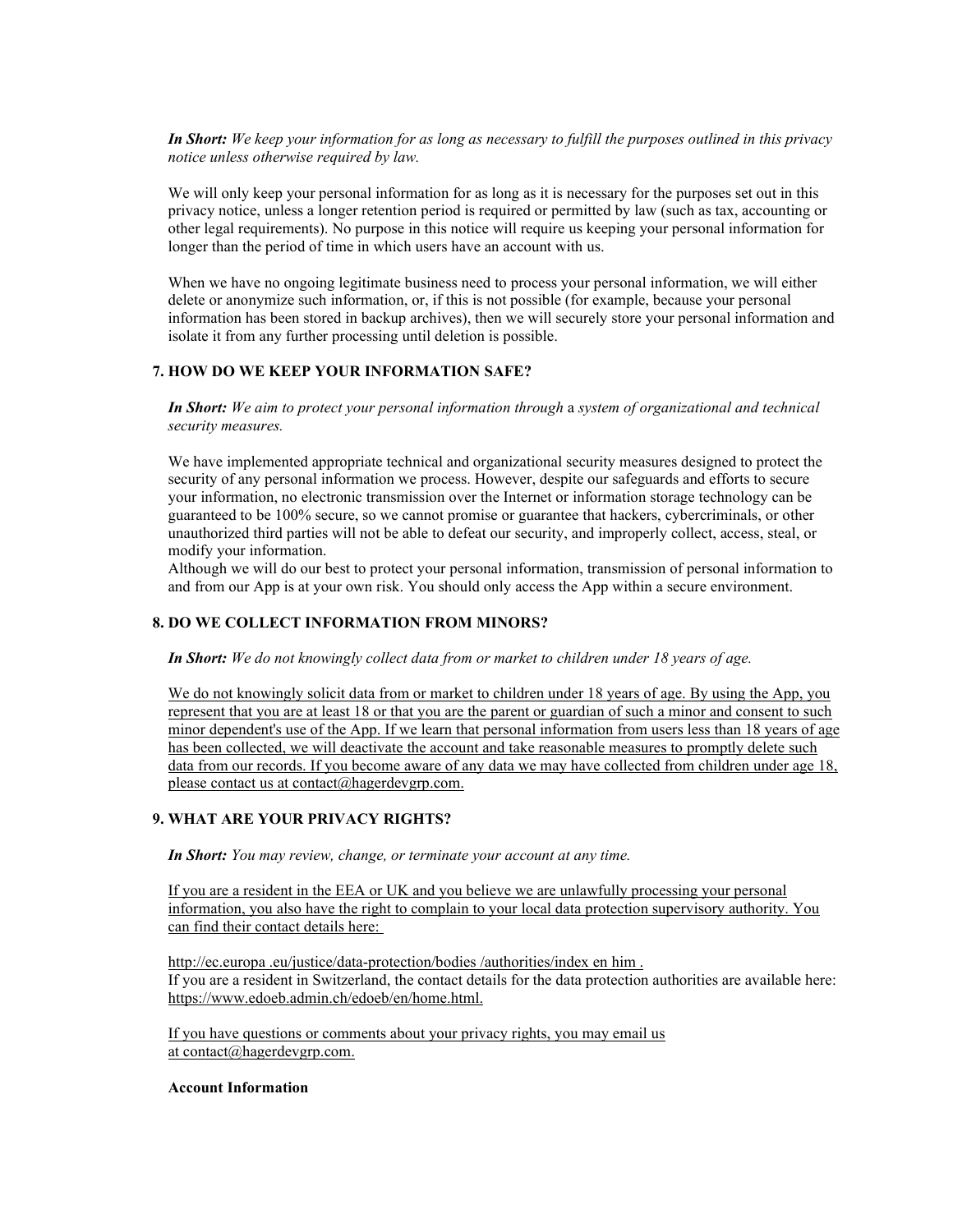***In Short:*** *We keep your information for as long as necessary to fulfill the purposes outlined in this privacy notice unless otherwise required by law.*

We will only keep your personal information for as long as it is necessary for the purposes set out in this privacy notice, unless a longer retention period is required or permitted by law (such as tax, accounting or other legal requirements). No purpose in this notice will require us keeping your personal information for longer than the period of time in which users have an account with us.

When we have no ongoing legitimate business need to process your personal information, we will either delete or anonymize such information, or, if this is not possible (for example, because your personal information has been stored in backup archives), then we will securely store your personal information and isolate it from any further processing until deletion is possible.

### 7. HOW DO WE KEEP YOUR INFORMATION SAFE?

***In Short:*** *We aim to protect your personal information through* a *system of organizational and technical security measures.*

We have implemented appropriate technical and organizational security measures designed to protect the security of any personal information we process. However, despite our safeguards and efforts to secure your information, no electronic transmission over the Internet or information storage technology can be guaranteed to be 100% secure, so we cannot promise or guarantee that hackers, cybercriminals, or other unauthorized third parties will not be able to defeat our security, and improperly collect, access, steal, or modify your information.
Although we will do our best to protect your personal information, transmission of personal information to and from our App is at your own risk. You should only access the App within a secure environment.

### 8. DO WE COLLECT INFORMATION FROM MINORS?

***In Short:*** *We do not knowingly collect data from or market to children under 18 years of age.*

We do not knowingly solicit data from or market to children under 18 years of age. By using the App, you represent that you are at least 18 or that you are the parent or guardian of such a minor and consent to such minor dependent's use of the App. If we learn that personal information from users less than 18 years of age has been collected, we will deactivate the account and take reasonable measures to promptly delete such data from our records. If you become aware of any data we may have collected from children under age 18, please contact us at contact@hagerdevgrp.com.

### 9. WHAT ARE YOUR PRIVACY RIGHTS?

***In Short:*** *You may review, change, or terminate your account at any time.*

If you are a resident in the EEA or UK and you believe we are unlawfully processing your personal information, you also have the right to complain to your local data protection supervisory authority. You can find their contact details here:

http://ec.europa .eu/justice/data-protection/bodies /authorities/index en him .
If you are a resident in Switzerland, the contact details for the data protection authorities are available here: https://www.edoeb.admin.ch/edoeb/en/home.html.

If you have questions or comments about your privacy rights, you may email us at contact@hagerdevgrp.com.

**Account Information**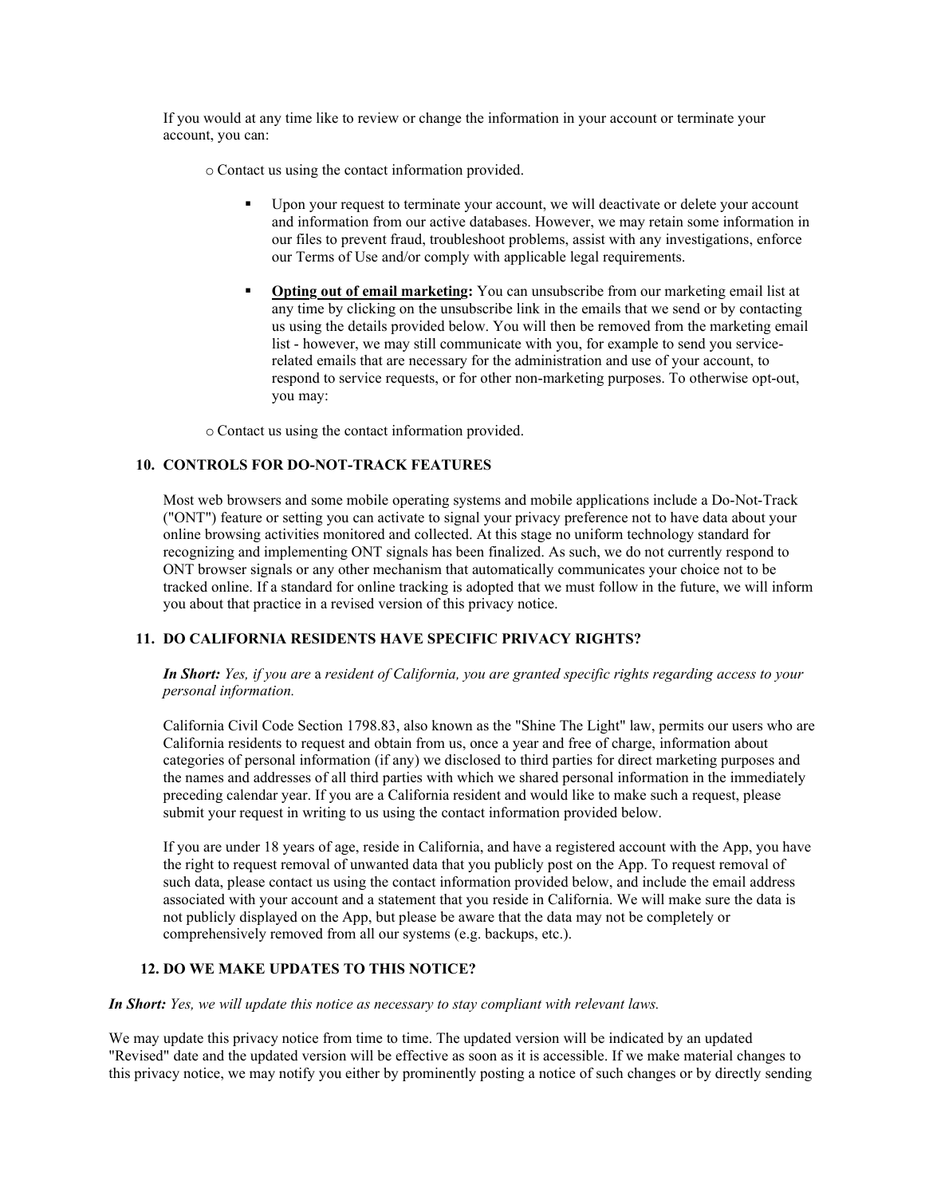If you would at any time like to review or change the information in your account or terminate your account, you can:

- Contact us using the contact information provided.
  - Upon your request to terminate your account, we will deactivate or delete your account and information from our active databases. However, we may retain some information in our files to prevent fraud, troubleshoot problems, assist with any investigations, enforce our Terms of Use and/or comply with applicable legal requirements.
  - **Opting out of email marketing:** You can unsubscribe from our marketing email list at any time by clicking on the unsubscribe link in the emails that we send or by contacting us using the details provided below. You will then be removed from the marketing email list - however, we may still communicate with you, for example to send you service-related emails that are necessary for the administration and use of your account, to respond to service requests, or for other non-marketing purposes. To otherwise opt-out, you may:
- Contact us using the contact information provided.

## 10. CONTROLS FOR DO-NOT-TRACK FEATURES

Most web browsers and some mobile operating systems and mobile applications include a Do-Not-Track ("ONT") feature or setting you can activate to signal your privacy preference not to have data about your online browsing activities monitored and collected. At this stage no uniform technology standard for recognizing and implementing ONT signals has been finalized. As such, we do not currently respond to ONT browser signals or any other mechanism that automatically communicates your choice not to be tracked online. If a standard for online tracking is adopted that we must follow in the future, we will inform you about that practice in a revised version of this privacy notice.

## 11. DO CALIFORNIA RESIDENTS HAVE SPECIFIC PRIVACY RIGHTS?

***In Short:*** *Yes, if you are* a *resident of California, you are granted specific rights regarding access to your personal information.*

California Civil Code Section 1798.83, also known as the "Shine The Light" law, permits our users who are California residents to request and obtain from us, once a year and free of charge, information about categories of personal information (if any) we disclosed to third parties for direct marketing purposes and the names and addresses of all third parties with which we shared personal information in the immediately preceding calendar year. If you are a California resident and would like to make such a request, please submit your request in writing to us using the contact information provided below.

If you are under 18 years of age, reside in California, and have a registered account with the App, you have the right to request removal of unwanted data that you publicly post on the App. To request removal of such data, please contact us using the contact information provided below, and include the email address associated with your account and a statement that you reside in California. We will make sure the data is not publicly displayed on the App, but please be aware that the data may not be completely or comprehensively removed from all our systems (e.g. backups, etc.).

## 12. DO WE MAKE UPDATES TO THIS NOTICE?

***In Short:*** *Yes, we will update this notice as necessary to stay compliant with relevant laws.*

We may update this privacy notice from time to time. The updated version will be indicated by an updated "Revised" date and the updated version will be effective as soon as it is accessible. If we make material changes to this privacy notice, we may notify you either by prominently posting a notice of such changes or by directly sending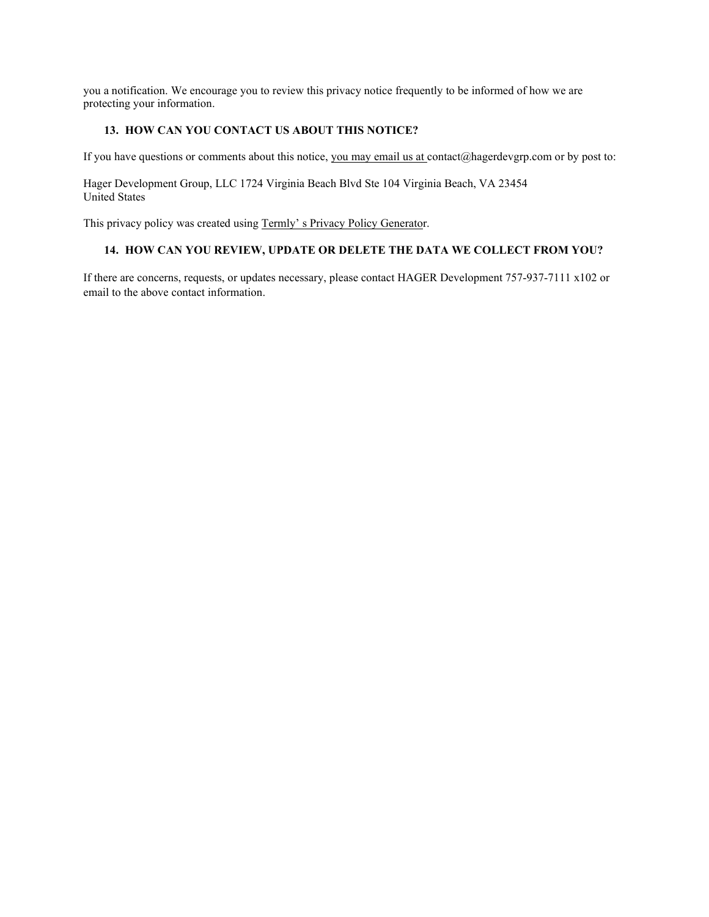you a notification. We encourage you to review this privacy notice frequently to be informed of how we are protecting your information.

### 13. HOW CAN YOU CONTACT US ABOUT THIS NOTICE?

If you have questions or comments about this notice, you may email us at contact@hagerdevgrp.com or by post to:

Hager Development Group, LLC 1724 Virginia Beach Blvd Ste 104 Virginia Beach, VA 23454
United States

This privacy policy was created using Termly' s Privacy Policy Generator.

### 14. HOW CAN YOU REVIEW, UPDATE OR DELETE THE DATA WE COLLECT FROM YOU?

If there are concerns, requests, or updates necessary, please contact HAGER Development 757-937-7111 x102 or email to the above contact information.